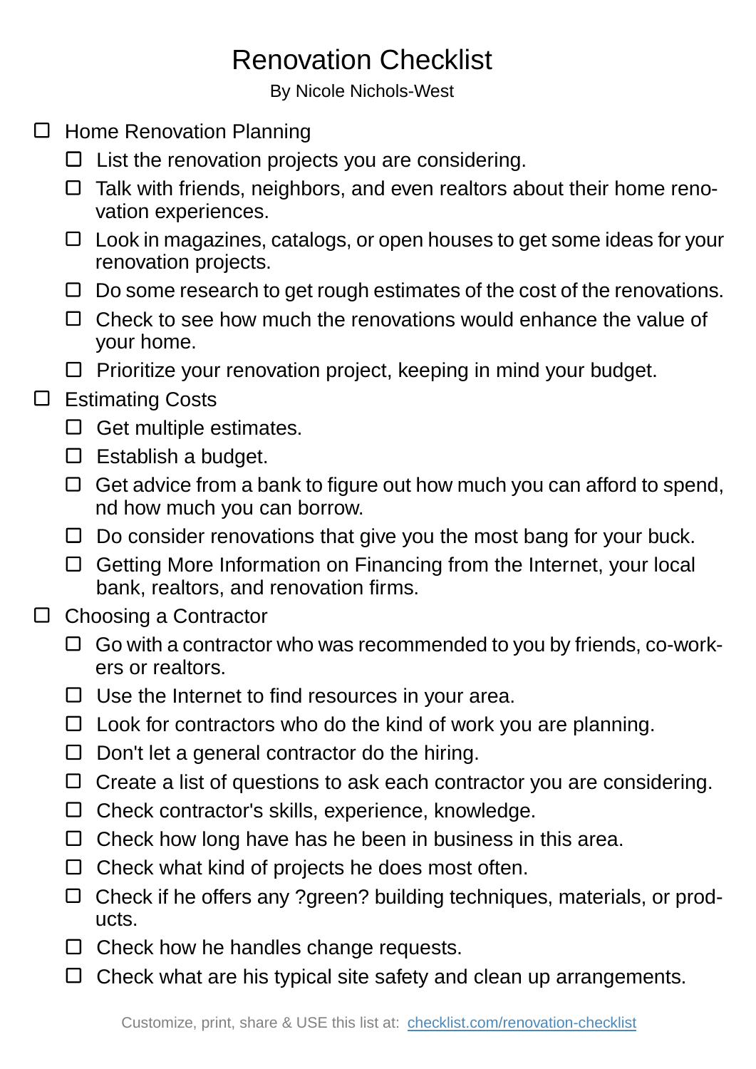# Renovation Checklist

By Nicole Nichols-West

- [ ] Home Renovation Planning
    - [ ] List the renovation projects you are considering.
    - [ ] Talk with friends, neighbors, and even realtors about their home renovation experiences.
    - [ ] Look in magazines, catalogs, or open houses to get some ideas for your renovation projects.
    - [ ] Do some research to get rough estimates of the cost of the renovations.
    - [ ] Check to see how much the renovations would enhance the value of your home.
    - [ ] Prioritize your renovation project, keeping in mind your budget.
- [ ] Estimating Costs
    - [ ] Get multiple estimates.
    - [ ] Establish a budget.
    - [ ] Get advice from a bank to figure out how much you can afford to spend, nd how much you can borrow.
    - [ ] Do consider renovations that give you the most bang for your buck.
    - [ ] Getting More Information on Financing from the Internet, your local bank, realtors, and renovation firms.
- [ ] Choosing a Contractor
    - [ ] Go with a contractor who was recommended to you by friends, co-workers or realtors.
    - [ ] Use the Internet to find resources in your area.
    - [ ] Look for contractors who do the kind of work you are planning.
    - [ ] Don't let a general contractor do the hiring.
    - [ ] Create a list of questions to ask each contractor you are considering.
    - [ ] Check contractor's skills, experience, knowledge.
    - [ ] Check how long have has he been in business in this area.
    - [ ] Check what kind of projects he does most often.
    - [ ] Check if he offers any ?green? building techniques, materials, or products.
    - [ ] Check how he handles change requests.
    - [ ] Check what are his typical site safety and clean up arrangements.

Customize, print, share & USE this list at: checklist.com/renovation-checklist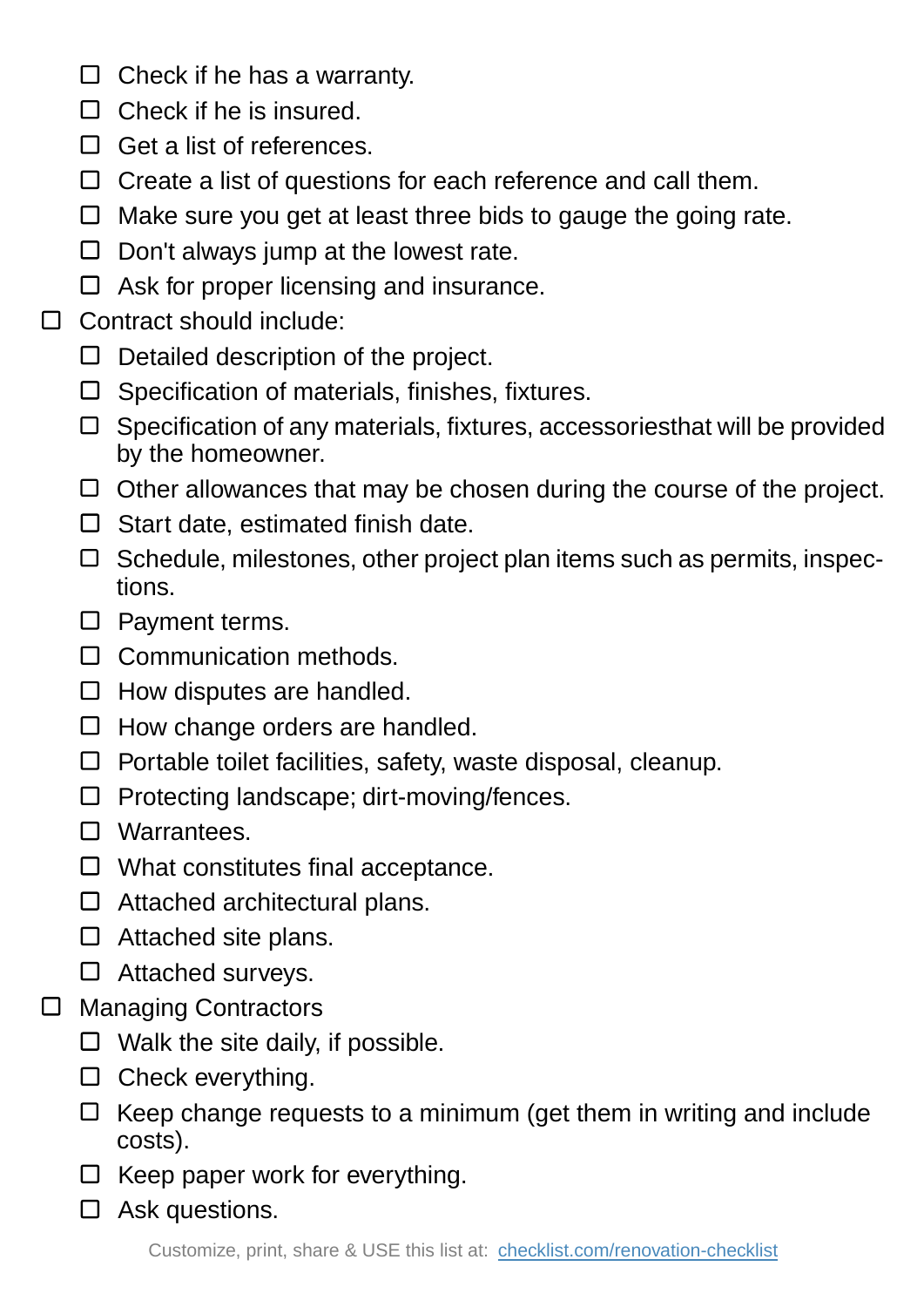- [ ] Check if he has a warranty.
- [ ] Check if he is insured.
- [ ] Get a list of references.
- [ ] Create a list of questions for each reference and call them.
- [ ] Make sure you get at least three bids to gauge the going rate.
- [ ] Don't always jump at the lowest rate.
- [ ] Ask for proper licensing and insurance.

- [ ] Contract should include:
  - [ ] Detailed description of the project.
  - [ ] Specification of materials, finishes, fixtures.
  - [ ] Specification of any materials, fixtures, accessoriesthat will be provided by the homeowner.
  - [ ] Other allowances that may be chosen during the course of the project.
  - [ ] Start date, estimated finish date.
  - [ ] Schedule, milestones, other project plan items such as permits, inspections.
  - [ ] Payment terms.
  - [ ] Communication methods.
  - [ ] How disputes are handled.
  - [ ] How change orders are handled.
  - [ ] Portable toilet facilities, safety, waste disposal, cleanup.
  - [ ] Protecting landscape; dirt-moving/fences.
  - [ ] Warrantees.
  - [ ] What constitutes final acceptance.
  - [ ] Attached architectural plans.
  - [ ] Attached site plans.
  - [ ] Attached surveys.
- [ ] Managing Contractors
  - [ ] Walk the site daily, if possible.
  - [ ] Check everything.
  - [ ] Keep change requests to a minimum (get them in writing and include costs).
  - [ ] Keep paper work for everything.
  - [ ] Ask questions.

Customize, print, share & USE this list at: [checklist.com/renovation-checklist](https://checklist.com/renovation-checklist)